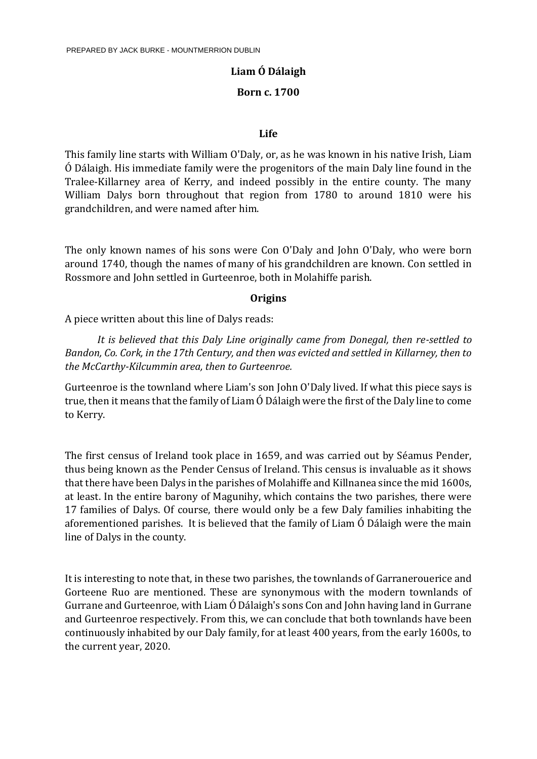PREPARED BY JACK BURKE - MOUNTMERRION DUBLIN

# Liam Ó Dálaigh

**Born c. 1700**

## Life

This family line starts with William O'Daly, or, as he was known in his native Irish, Liam Ó Dálaigh. His immediate family were the progenitors of the main Daly line found in the Tralee-Killarney area of Kerry, and indeed possibly in the entire county. The many William Dalys born throughout that region from 1780 to around 1810 were his grandchildren, and were named after him.

The only known names of his sons were Con O'Daly and John O'Daly, who were born around 1740, though the names of many of his grandchildren are known. Con settled in Rossmore and John settled in Gurteenroe, both in Molahiffe parish.

## Origins

A piece written about this line of Dalys reads:

> *It is believed that this Daly Line originally came from Donegal, then re-settled to Bandon, Co. Cork, in the 17th Century, and then was evicted and settled in Killarney, then to the McCarthy-Kilcummin area, then to Gurteenroe.*

Gurteenroe is the townland where Liam's son John O'Daly lived. If what this piece says is true, then it means that the family of Liam Ó Dálaigh were the first of the Daly line to come to Kerry.

The first census of Ireland took place in 1659, and was carried out by Séamus Pender, thus being known as the Pender Census of Ireland. This census is invaluable as it shows that there have been Dalys in the parishes of Molahiffe and Killnanea since the mid 1600s, at least. In the entire barony of Magunihy, which contains the two parishes, there were 17 families of Dalys. Of course, there would only be a few Daly families inhabiting the aforementioned parishes. It is believed that the family of Liam Ó Dálaigh were the main line of Dalys in the county.

It is interesting to note that, in these two parishes, the townlands of Garranerouerice and Gorteene Ruo are mentioned. These are synonymous with the modern townlands of Gurrane and Gurteenroe, with Liam Ó Dálaigh's sons Con and John having land in Gurrane and Gurteenroe respectively. From this, we can conclude that both townlands have been continuously inhabited by our Daly family, for at least 400 years, from the early 1600s, to the current year, 2020.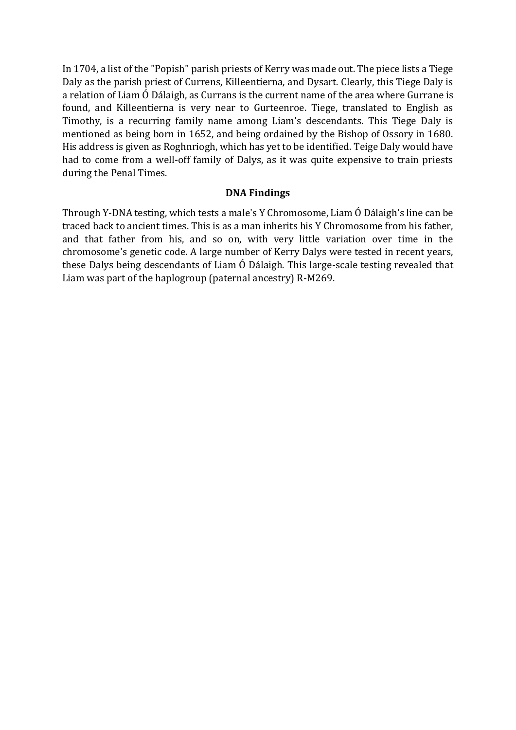In 1704, a list of the "Popish" parish priests of Kerry was made out. The piece lists a Tiege Daly as the parish priest of Currens, Killeentierna, and Dysart. Clearly, this Tiege Daly is a relation of Liam Ó Dálaigh, as Currans is the current name of the area where Gurrane is found, and Killeentierna is very near to Gurteenroe. Tiege, translated to English as Timothy, is a recurring family name among Liam's descendants. This Tiege Daly is mentioned as being born in 1652, and being ordained by the Bishop of Ossory in 1680. His address is given as Roghnriogh, which has yet to be identified. Teige Daly would have had to come from a well-off family of Dalys, as it was quite expensive to train priests during the Penal Times.

**DNA Findings**

Through Y-DNA testing, which tests a male's Y Chromosome, Liam Ó Dálaigh's line can be traced back to ancient times. This is as a man inherits his Y Chromosome from his father, and that father from his, and so on, with very little variation over time in the chromosome's genetic code. A large number of Kerry Dalys were tested in recent years, these Dalys being descendants of Liam Ó Dálaigh. This large-scale testing revealed that Liam was part of the haplogroup (paternal ancestry) R-M269.